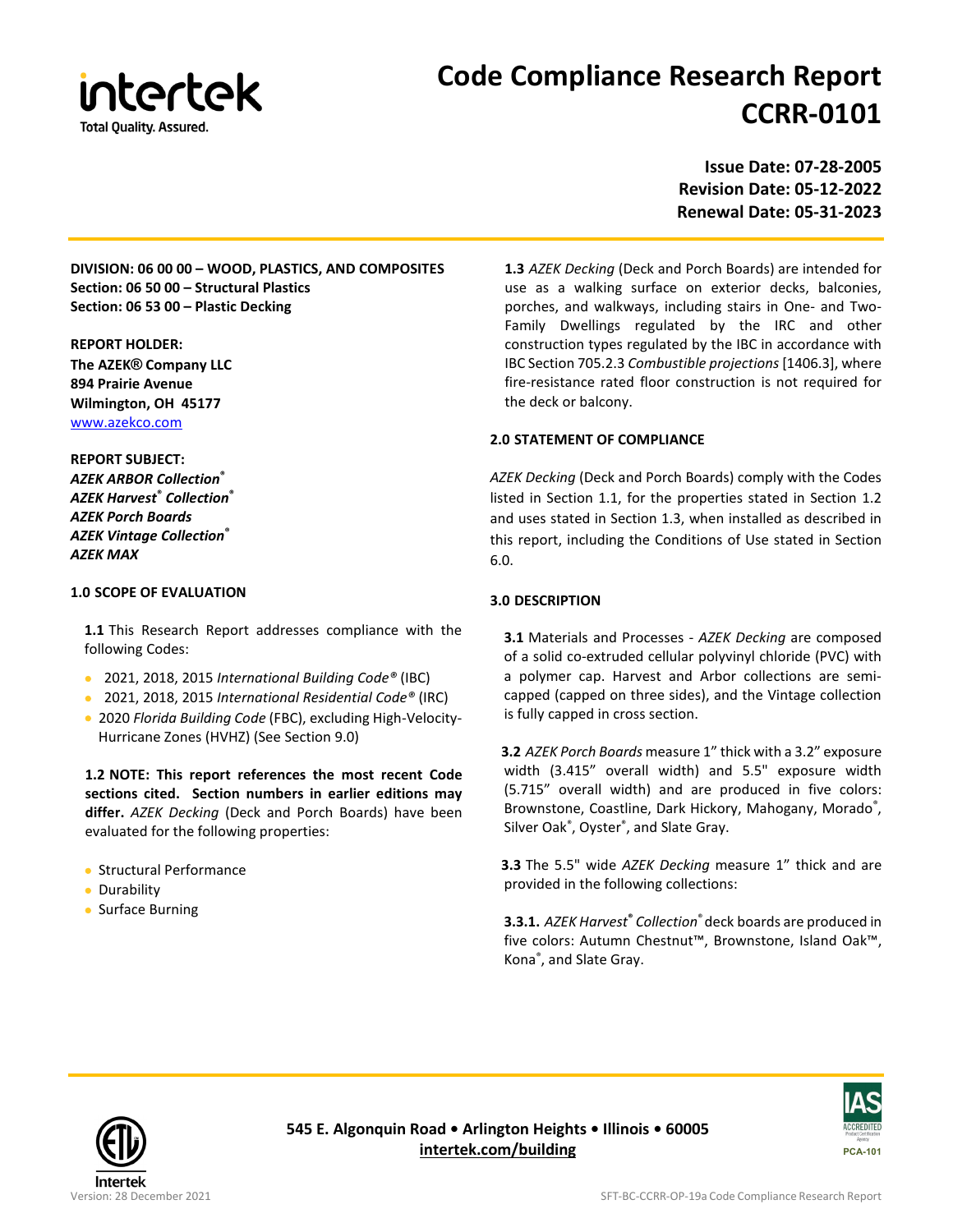# Code Compliance Research Report CCRR-0101

**Issue Date: 07-28-2005**
**Revision Date: 05-12-2022**
**Renewal Date: 05-31-2023**

**DIVISION: 06 00 00 – WOOD, PLASTICS, AND COMPOSITES**
**Section: 06 50 00 – Structural Plastics**
**Section: 06 53 00 – Plastic Decking**

**REPORT HOLDER:**
**The AZEK® Company LLC**
**894 Prairie Avenue**
**Wilmington, OH 45177**
www.azekco.com

**REPORT SUBJECT:**
***AZEK ARBOR Collection®***
***AZEK Harvest® Collection®***
***AZEK Porch Boards***
***AZEK Vintage Collection®***
***AZEK MAX***

## 1.0 SCOPE OF EVALUATION

**1.1** This Research Report addresses compliance with the following Codes:

- 2021, 2018, 2015 *International Building Code®* (IBC)
- 2021, 2018, 2015 *International Residential Code®* (IRC)
- 2020 *Florida Building Code* (FBC), excluding High-Velocity-Hurricane Zones (HVHZ) (See Section 9.0)

**1.2 NOTE: This report references the most recent Code sections cited. Section numbers in earlier editions may differ.** *AZEK Decking* (Deck and Porch Boards) have been evaluated for the following properties:

- Structural Performance
- Durability
- Surface Burning

**1.3** *AZEK Decking* (Deck and Porch Boards) are intended for use as a walking surface on exterior decks, balconies, porches, and walkways, including stairs in One- and Two-Family Dwellings regulated by the IRC and other construction types regulated by the IBC in accordance with IBC Section 705.2.3 *Combustible projections* [1406.3], where fire-resistance rated floor construction is not required for the deck or balcony.

## 2.0 STATEMENT OF COMPLIANCE

*AZEK Decking* (Deck and Porch Boards) comply with the Codes listed in Section 1.1, for the properties stated in Section 1.2 and uses stated in Section 1.3, when installed as described in this report, including the Conditions of Use stated in Section 6.0.

## 3.0 DESCRIPTION

**3.1** Materials and Processes - *AZEK Decking* are composed of a solid co-extruded cellular polyvinyl chloride (PVC) with a polymer cap. Harvest and Arbor collections are semi-capped (capped on three sides), and the Vintage collection is fully capped in cross section.

**3.2** *AZEK Porch Boards* measure 1" thick with a 3.2" exposure width (3.415" overall width) and 5.5" exposure width (5.715" overall width) and are produced in five colors: Brownstone, Coastline, Dark Hickory, Mahogany, Morado®, Silver Oak®, Oyster®, and Slate Gray.

**3.3** The 5.5" wide *AZEK Decking* measure 1" thick and are provided in the following collections:

**3.3.1.** *AZEK Harvest® Collection®* deck boards are produced in five colors: Autumn Chestnut™, Brownstone, Island Oak™, Kona®, and Slate Gray.

545 E. Algonquin Road • Arlington Heights • Illinois • 60005
intertek.com/building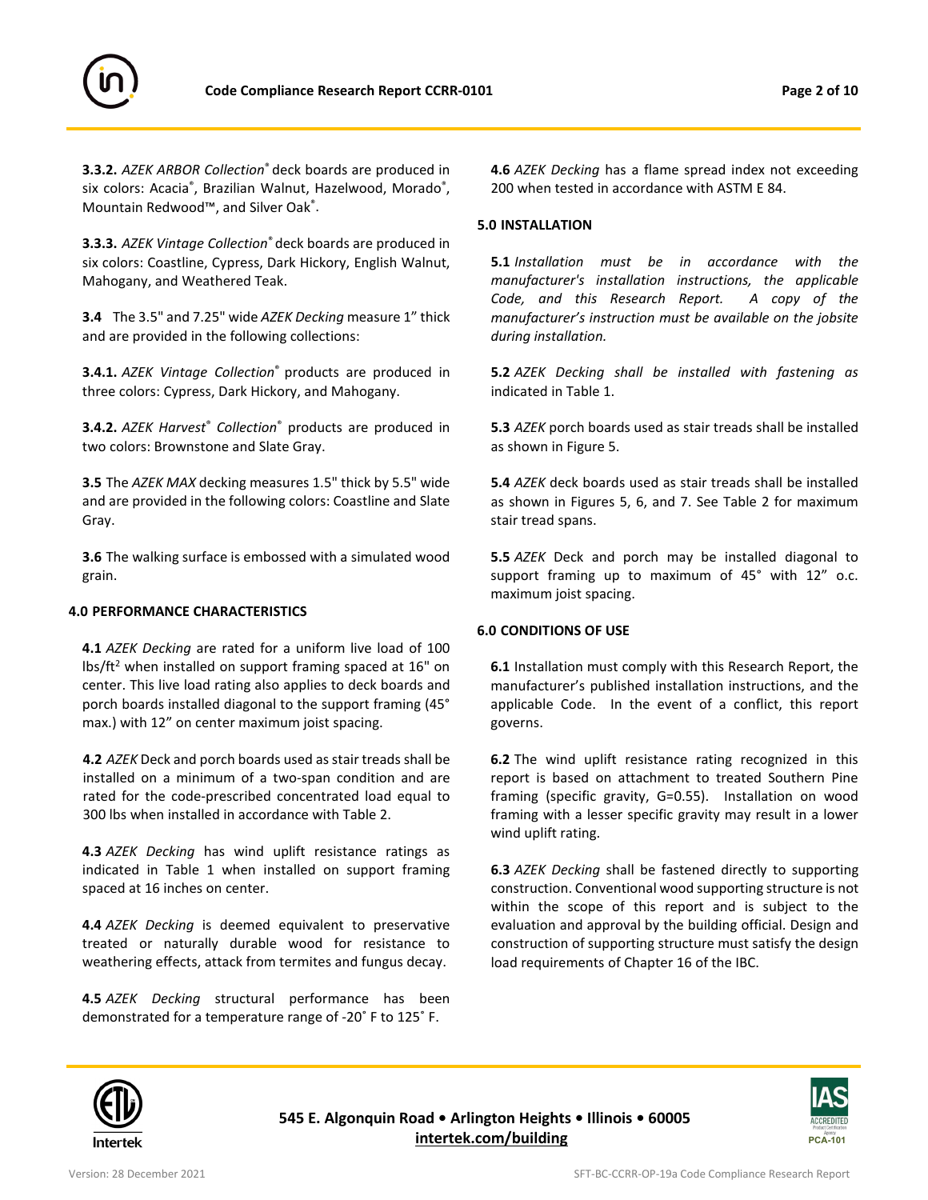**3.3.2.** *AZEK ARBOR Collection®* deck boards are produced in six colors: Acacia®, Brazilian Walnut, Hazelwood, Morado®, Mountain Redwood™, and Silver Oak®.

**3.3.3.** *AZEK Vintage Collection®* deck boards are produced in six colors: Coastline, Cypress, Dark Hickory, English Walnut, Mahogany, and Weathered Teak.

**3.4** The 3.5" and 7.25" wide *AZEK Decking* measure 1" thick and are provided in the following collections:

**3.4.1.** *AZEK Vintage Collection®* products are produced in three colors: Cypress, Dark Hickory, and Mahogany.

**3.4.2.** *AZEK Harvest® Collection®* products are produced in two colors: Brownstone and Slate Gray.

**3.5** The *AZEK MAX* decking measures 1.5" thick by 5.5" wide and are provided in the following colors: Coastline and Slate Gray.

**3.6** The walking surface is embossed with a simulated wood grain.

## 4.0 PERFORMANCE CHARACTERISTICS

**4.1** *AZEK Decking* are rated for a uniform live load of 100 lbs/ft$^2$ when installed on support framing spaced at 16" on center. This live load rating also applies to deck boards and porch boards installed diagonal to the support framing (45° max.) with 12" on center maximum joist spacing.

**4.2** *AZEK* Deck and porch boards used as stair treads shall be installed on a minimum of a two-span condition and are rated for the code-prescribed concentrated load equal to 300 lbs when installed in accordance with Table 2.

**4.3** *AZEK Decking* has wind uplift resistance ratings as indicated in Table 1 when installed on support framing spaced at 16 inches on center.

**4.4** *AZEK Decking* is deemed equivalent to preservative treated or naturally durable wood for resistance to weathering effects, attack from termites and fungus decay.

**4.5** *AZEK Decking* structural performance has been demonstrated for a temperature range of -20˚ F to 125˚ F.

**4.6** *AZEK Decking* has a flame spread index not exceeding 200 when tested in accordance with ASTM E 84.

## 5.0 INSTALLATION

**5.1** *Installation must be in accordance with the manufacturer's installation instructions, the applicable Code, and this Research Report. A copy of the manufacturer's instruction must be available on the jobsite during installation.*

**5.2** *AZEK Decking shall be installed with fastening as* indicated in Table 1.

**5.3** *AZEK* porch boards used as stair treads shall be installed as shown in Figure 5.

**5.4** *AZEK* deck boards used as stair treads shall be installed as shown in Figures 5, 6, and 7. See Table 2 for maximum stair tread spans.

**5.5** *AZEK* Deck and porch may be installed diagonal to support framing up to maximum of 45° with 12" o.c. maximum joist spacing.

## 6.0 CONDITIONS OF USE

**6.1** Installation must comply with this Research Report, the manufacturer's published installation instructions, and the applicable Code. In the event of a conflict, this report governs.

**6.2** The wind uplift resistance rating recognized in this report is based on attachment to treated Southern Pine framing (specific gravity, G=0.55). Installation on wood framing with a lesser specific gravity may result in a lower wind uplift rating.

**6.3** *AZEK Decking* shall be fastened directly to supporting construction. Conventional wood supporting structure is not within the scope of this report and is subject to the evaluation and approval by the building official. Design and construction of supporting structure must satisfy the design load requirements of Chapter 16 of the IBC.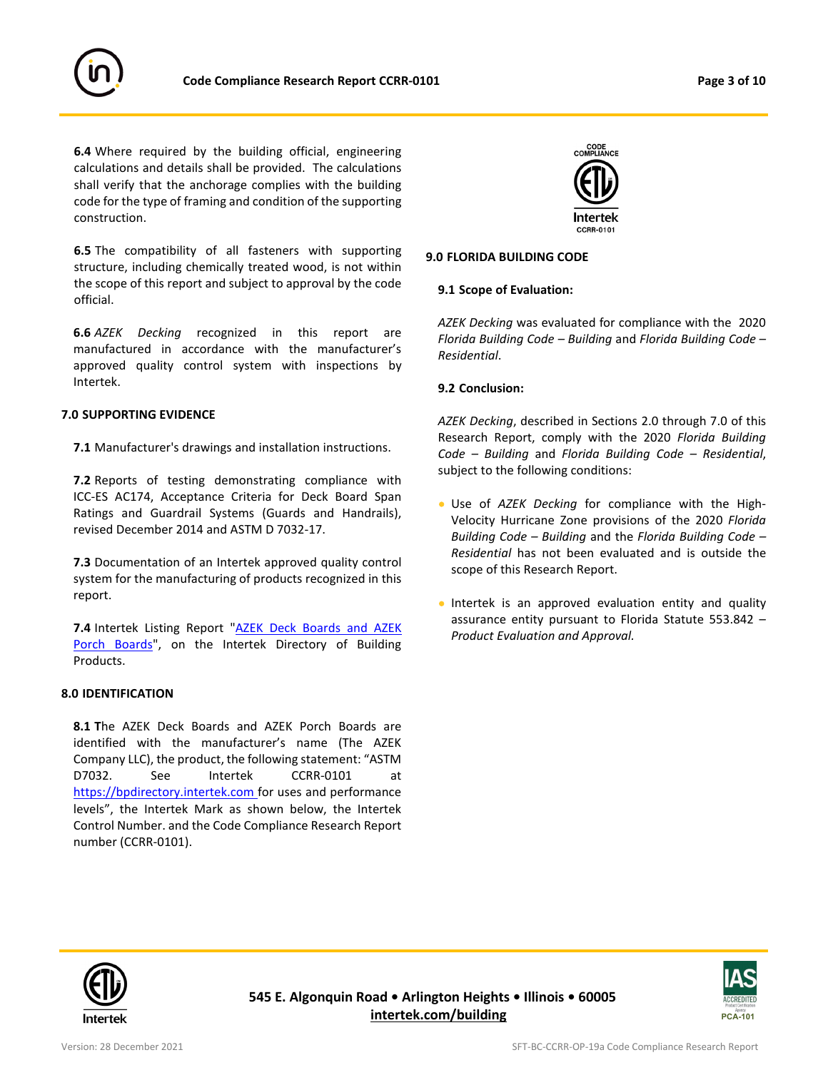**6.4** Where required by the building official, engineering calculations and details shall be provided. The calculations shall verify that the anchorage complies with the building code for the type of framing and condition of the supporting construction.

**6.5** The compatibility of all fasteners with supporting structure, including chemically treated wood, is not within the scope of this report and subject to approval by the code official.

**6.6** *AZEK Decking* recognized in this report are manufactured in accordance with the manufacturer's approved quality control system with inspections by Intertek.

## 7.0 SUPPORTING EVIDENCE

**7.1** Manufacturer's drawings and installation instructions.

**7.2** Reports of testing demonstrating compliance with ICC-ES AC174, Acceptance Criteria for Deck Board Span Ratings and Guardrail Systems (Guards and Handrails), revised December 2014 and ASTM D 7032-17.

**7.3** Documentation of an Intertek approved quality control system for the manufacturing of products recognized in this report.

**7.4** Intertek Listing Report "AZEK Deck Boards and AZEK Porch Boards", on the Intertek Directory of Building Products.

## 8.0 IDENTIFICATION

**8.1 T**he AZEK Deck Boards and AZEK Porch Boards are identified with the manufacturer's name (The AZEK Company LLC), the product, the following statement: "ASTM D7032. See Intertek CCRR-0101 at https://bpdirectory.intertek.com for uses and performance levels", the Intertek Mark as shown below, the Intertek Control Number. and the Code Compliance Research Report number (CCRR-0101).

## 9.0 FLORIDA BUILDING CODE

### 9.1 Scope of Evaluation:

*AZEK Decking* was evaluated for compliance with the 2020 *Florida Building Code – Building* and *Florida Building Code – Residential*.

### 9.2 Conclusion:

*AZEK Decking*, described in Sections 2.0 through 7.0 of this Research Report, comply with the 2020 *Florida Building Code – Building* and *Florida Building Code – Residential*, subject to the following conditions:

- Use of *AZEK Decking* for compliance with the High-Velocity Hurricane Zone provisions of the 2020 *Florida Building Code – Building* and the *Florida Building Code – Residential* has not been evaluated and is outside the scope of this Research Report.
- Intertek is an approved evaluation entity and quality assurance entity pursuant to Florida Statute 553.842 – *Product Evaluation and Approval.*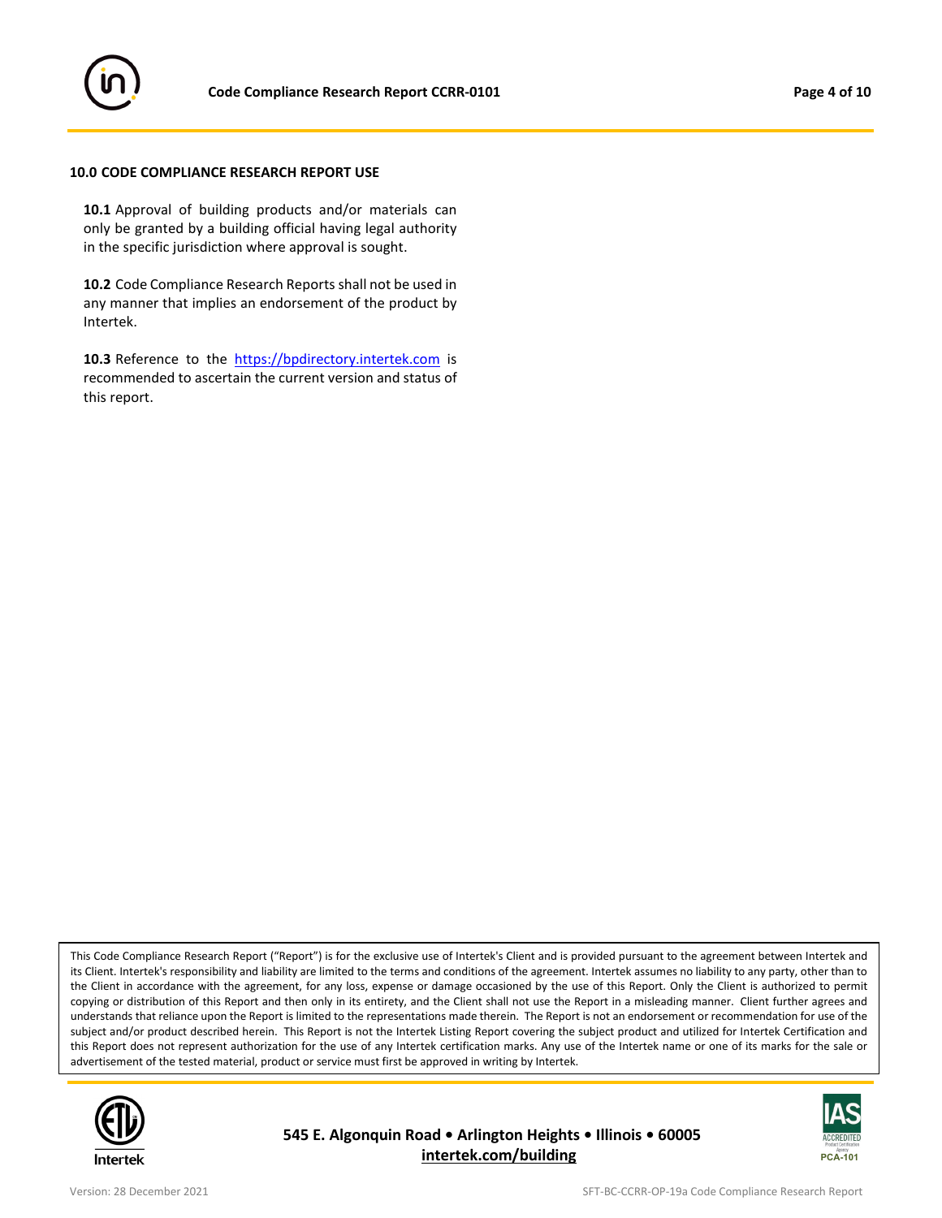## 10.0 CODE COMPLIANCE RESEARCH REPORT USE

**10.1** Approval of building products and/or materials can only be granted by a building official having legal authority in the specific jurisdiction where approval is sought.

**10.2** Code Compliance Research Reports shall not be used in any manner that implies an endorsement of the product by Intertek.

**10.3** Reference to the https://bpdirectory.intertek.com is recommended to ascertain the current version and status of this report.

This Code Compliance Research Report ("Report") is for the exclusive use of Intertek's Client and is provided pursuant to the agreement between Intertek and its Client. Intertek's responsibility and liability are limited to the terms and conditions of the agreement. Intertek assumes no liability to any party, other than to the Client in accordance with the agreement, for any loss, expense or damage occasioned by the use of this Report. Only the Client is authorized to permit copying or distribution of this Report and then only in its entirety, and the Client shall not use the Report in a misleading manner. Client further agrees and understands that reliance upon the Report is limited to the representations made therein. The Report is not an endorsement or recommendation for use of the subject and/or product described herein. This Report is not the Intertek Listing Report covering the subject product and utilized for Intertek Certification and this Report does not represent authorization for the use of any Intertek certification marks. Any use of the Intertek name or one of its marks for the sale or advertisement of the tested material, product or service must first be approved in writing by Intertek.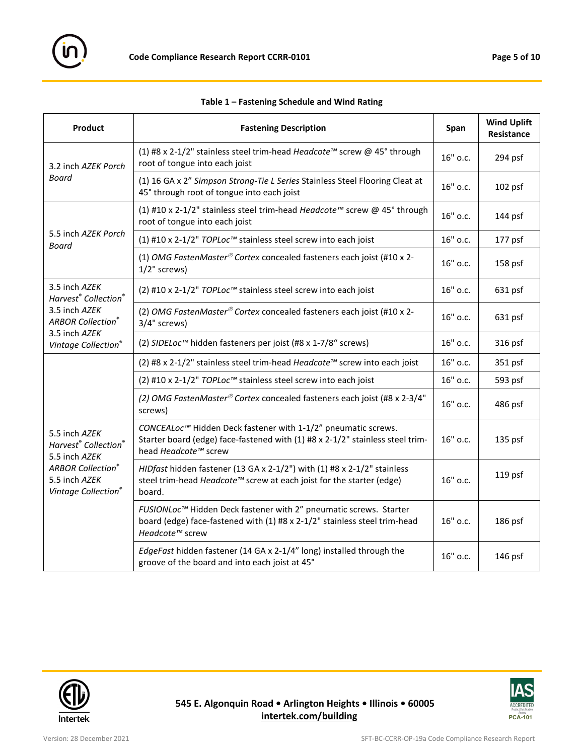**Table 1 – Fastening Schedule and Wind Rating**

| Product | Fastening Description | Span | Wind Uplift Resistance |
|---|---|---|---|
| 3.2 inch *AZEK Porch Board* | (1) #8 x 2-1/2" stainless steel trim-head *Headcote™* screw @ 45° through root of tongue into each joist | 16" o.c. | 294 psf |
| | (1) 16 GA x 2" *Simpson Strong-Tie L Series* Stainless Steel Flooring Cleat at 45° through root of tongue into each joist | 16" o.c. | 102 psf |
| 5.5 inch *AZEK Porch Board* | (1) #10 x 2-1/2" stainless steel trim-head *Headcote™* screw @ 45° through root of tongue into each joist | 16" o.c. | 144 psf |
| | (1) #10 x 2-1/2" *TOPLoc™* stainless steel screw into each joist | 16" o.c. | 177 psf |
| | (1) *OMG FastenMaster® Cortex* concealed fasteners each joist (#10 x 2-1/2" screws) | 16" o.c. | 158 psf |
| 3.5 inch *AZEK Harvest® Collection®* 3.5 inch *AZEK ARBOR Collection®* 3.5 inch *AZEK Vintage Collection®* | (2) #10 x 2-1/2" *TOPLoc™* stainless steel screw into each joist | 16" o.c. | 631 psf |
| | (2) *OMG FastenMaster® Cortex* concealed fasteners each joist (#10 x 2-3/4" screws) | 16" o.c. | 631 psf |
| | (2) *SIDELoc™* hidden fasteners per joist (#8 x 1-7/8" screws) | 16" o.c. | 316 psf |
| 5.5 inch *AZEK Harvest® Collection®* 5.5 inch *AZEK ARBOR Collection®* 5.5 inch *AZEK Vintage Collection®* | (2) #8 x 2-1/2" stainless steel trim-head *Headcote™* screw into each joist | 16" o.c. | 351 psf |
| | (2) #10 x 2-1/2" *TOPLoc™* stainless steel screw into each joist | 16" o.c. | 593 psf |
| | *(2) OMG FastenMaster® Cortex* concealed fasteners each joist (#8 x 2-3/4" screws) | 16" o.c. | 486 psf |
| | *CONCEALoc™* Hidden Deck fastener with 1-1/2" pneumatic screws. Starter board (edge) face-fastened with (1) #8 x 2-1/2" stainless steel trim-head *Headcote™* screw | 16" o.c. | 135 psf |
| | *HIDfast* hidden fastener (13 GA x 2-1/2") with (1) #8 x 2-1/2" stainless steel trim-head *Headcote™* screw at each joist for the starter (edge) board. | 16" o.c. | 119 psf |
| | *FUSIONLoc™* Hidden Deck fastener with 2" pneumatic screws. Starter board (edge) face-fastened with (1) #8 x 2-1/2" stainless steel trim-head *Headcote™* screw | 16" o.c. | 186 psf |
| | *EdgeFast* hidden fastener (14 GA x 2-1/4" long) installed through the groove of the board and into each joist at 45° | 16" o.c. | 146 psf |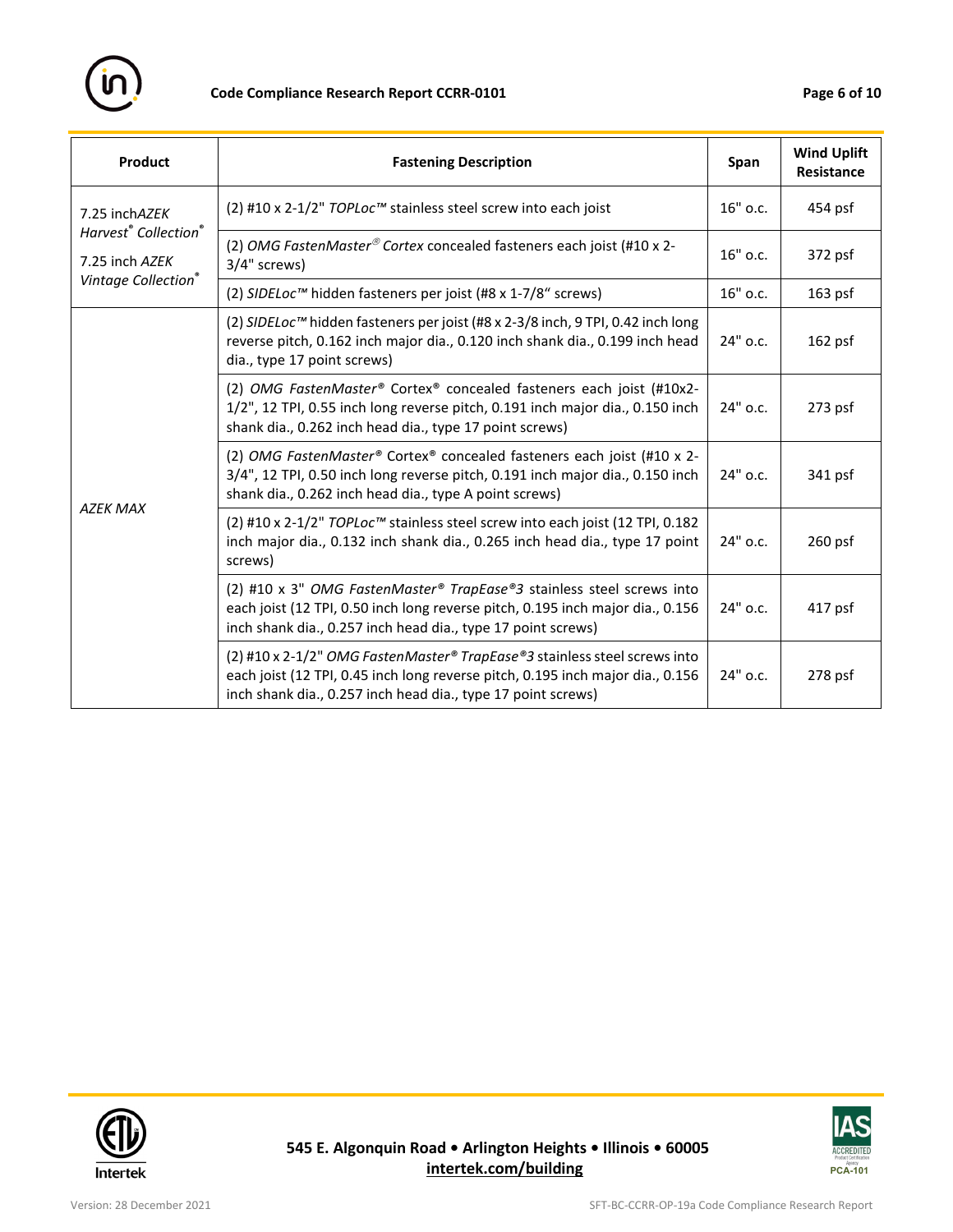| Product | Fastening Description | Span | Wind Uplift Resistance |
|---|---|---|---|
| 7.25 inch*AZEK Harvest® Collection®* 7.25 inch *AZEK Vintage Collection®* | (2) #10 x 2-1/2" *TOPLoc™* stainless steel screw into each joist | 16" o.c. | 454 psf |
| | (2) *OMG FastenMaster® Cortex* concealed fasteners each joist (#10 x 2-3/4" screws) | 16" o.c. | 372 psf |
| | (2) *SIDELoc™* hidden fasteners per joist (#8 x 1-7/8" screws) | 16" o.c. | 163 psf |
| *AZEK MAX* | (2) *SIDELoc™* hidden fasteners per joist (#8 x 2-3/8 inch, 9 TPI, 0.42 inch long reverse pitch, 0.162 inch major dia., 0.120 inch shank dia., 0.199 inch head dia., type 17 point screws) | 24" o.c. | 162 psf |
| | (2) *OMG FastenMaster®* Cortex® concealed fasteners each joist (#10x2-1/2", 12 TPI, 0.55 inch long reverse pitch, 0.191 inch major dia., 0.150 inch shank dia., 0.262 inch head dia., type 17 point screws) | 24" o.c. | 273 psf |
| | (2) *OMG FastenMaster®* Cortex® concealed fasteners each joist (#10 x 2-3/4", 12 TPI, 0.50 inch long reverse pitch, 0.191 inch major dia., 0.150 inch shank dia., 0.262 inch head dia., type A point screws) | 24" o.c. | 341 psf |
| | (2) #10 x 2-1/2" *TOPLoc™* stainless steel screw into each joist (12 TPI, 0.182 inch major dia., 0.132 inch shank dia., 0.265 inch head dia., type 17 point screws) | 24" o.c. | 260 psf |
| | (2) #10 x 3" *OMG FastenMaster® TrapEase®3* stainless steel screws into each joist (12 TPI, 0.50 inch long reverse pitch, 0.195 inch major dia., 0.156 inch shank dia., 0.257 inch head dia., type 17 point screws) | 24" o.c. | 417 psf |
| | (2) #10 x 2-1/2" *OMG FastenMaster® TrapEase®3* stainless steel screws into each joist (12 TPI, 0.45 inch long reverse pitch, 0.195 inch major dia., 0.156 inch shank dia., 0.257 inch head dia., type 17 point screws) | 24" o.c. | 278 psf |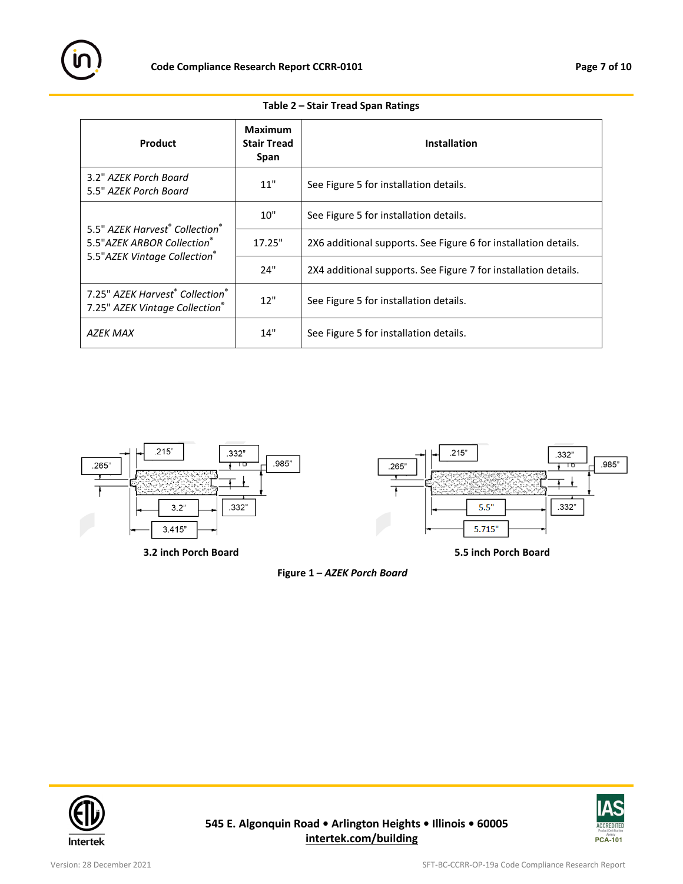**Table 2 – Stair Tread Span Ratings**

| Product | Maximum Stair Tread Span | Installation |
|---|---|---|
| 3.2" *AZEK Porch Board*<br>5.5" *AZEK Porch Board* | 11" | See Figure 5 for installation details. |
| 5.5" *AZEK Harvest® Collection®*<br>5.5"*AZEK ARBOR Collection®*<br>5.5"*AZEK Vintage Collection®* | 10" | See Figure 5 for installation details. |
| | 17.25" | 2X6 additional supports. See Figure 6 for installation details. |
| | 24" | 2X4 additional supports. See Figure 7 for installation details. |
| 7.25" *AZEK Harvest® Collection®*<br>7.25" *AZEK Vintage Collection®* | 12" | See Figure 5 for installation details. |
| *AZEK MAX* | 14" | See Figure 5 for installation details. |

3.2 inch Porch Board

5.5 inch Porch Board

**Figure 1 – *AZEK Porch Board***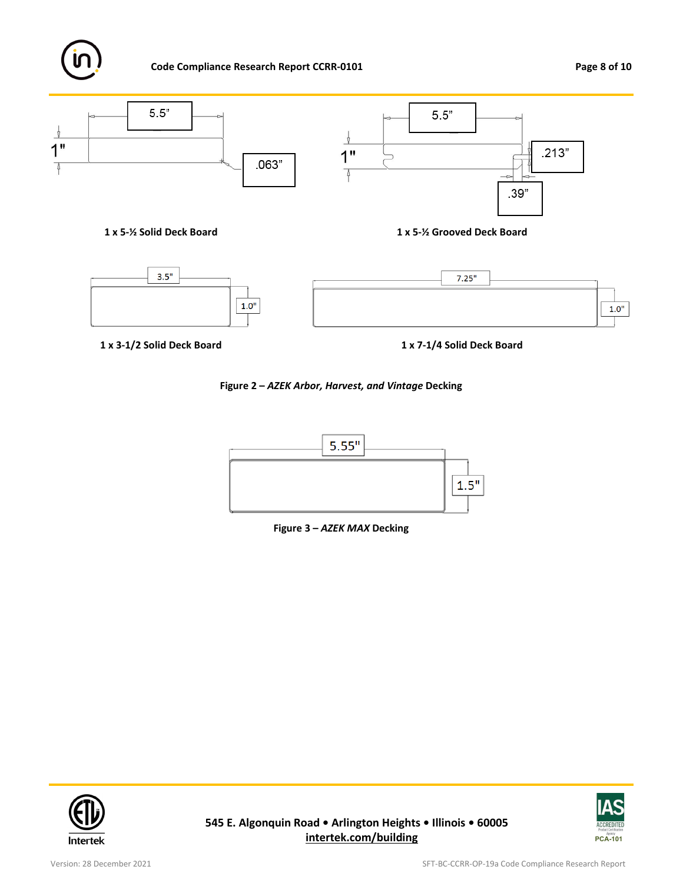5.5"

1"

.063"

1 x 5-½ Solid Deck Board

5.5"

1"

.213"

.39"

1 x 5-½ Grooved Deck Board

3.5"

1.0"

1 x 3-1/2 Solid Deck Board

7.25"

1.0"

1 x 7-1/4 Solid Deck Board

**Figure 2 – *AZEK Arbor, Harvest, and Vintage* Decking**

5.55"

1.5"

**Figure 3 – *AZEK MAX* Decking**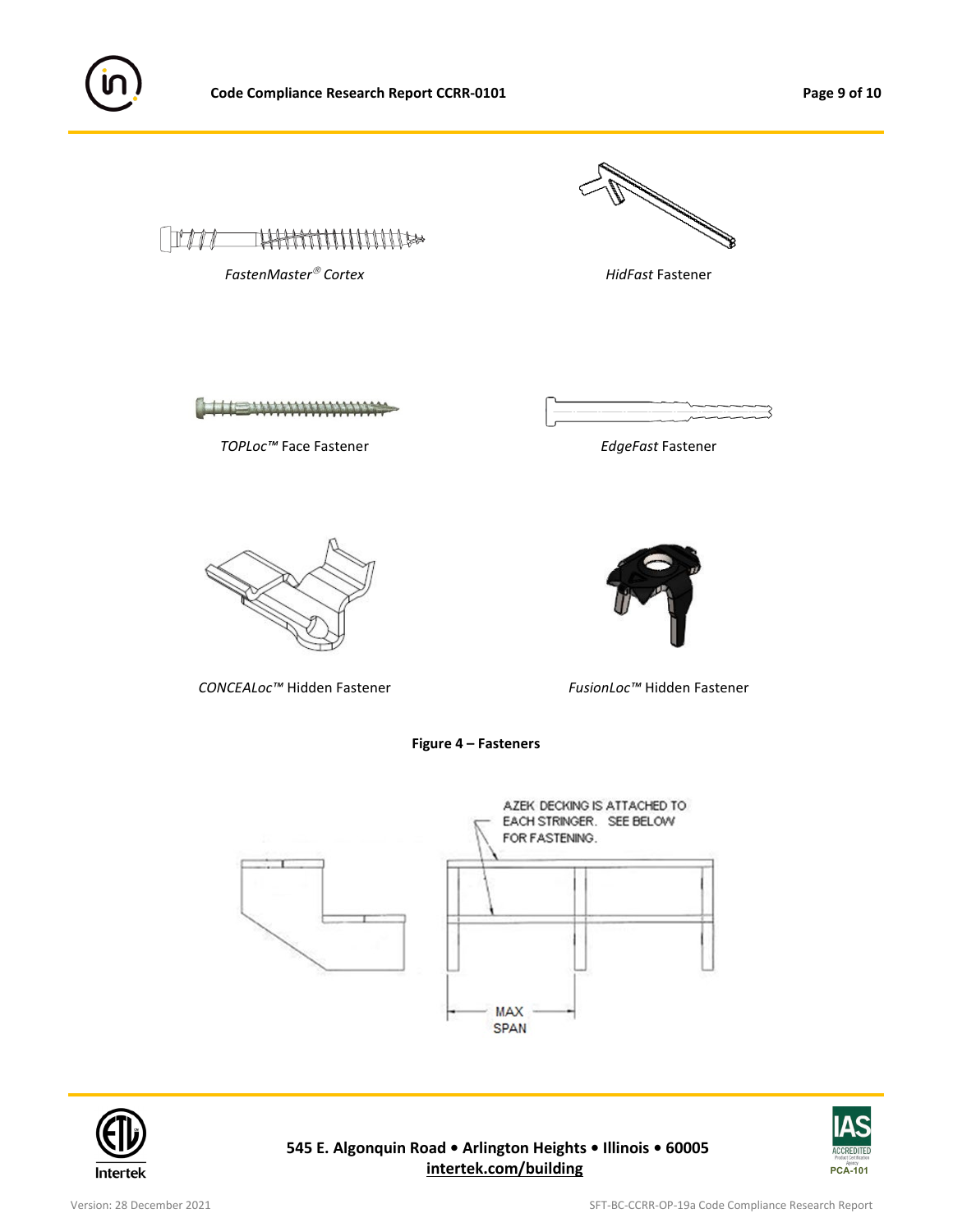*FastenMaster® Cortex*

*HidFast* Fastener

*TOPLoc™* Face Fastener

*EdgeFast* Fastener

*CONCEALoc™* Hidden Fastener

*FusionLoc™* Hidden Fastener

**Figure 4 – Fasteners**

AZEK DECKING IS ATTACHED TO EACH STRINGER. SEE BELOW FOR FASTENING.

MAX SPAN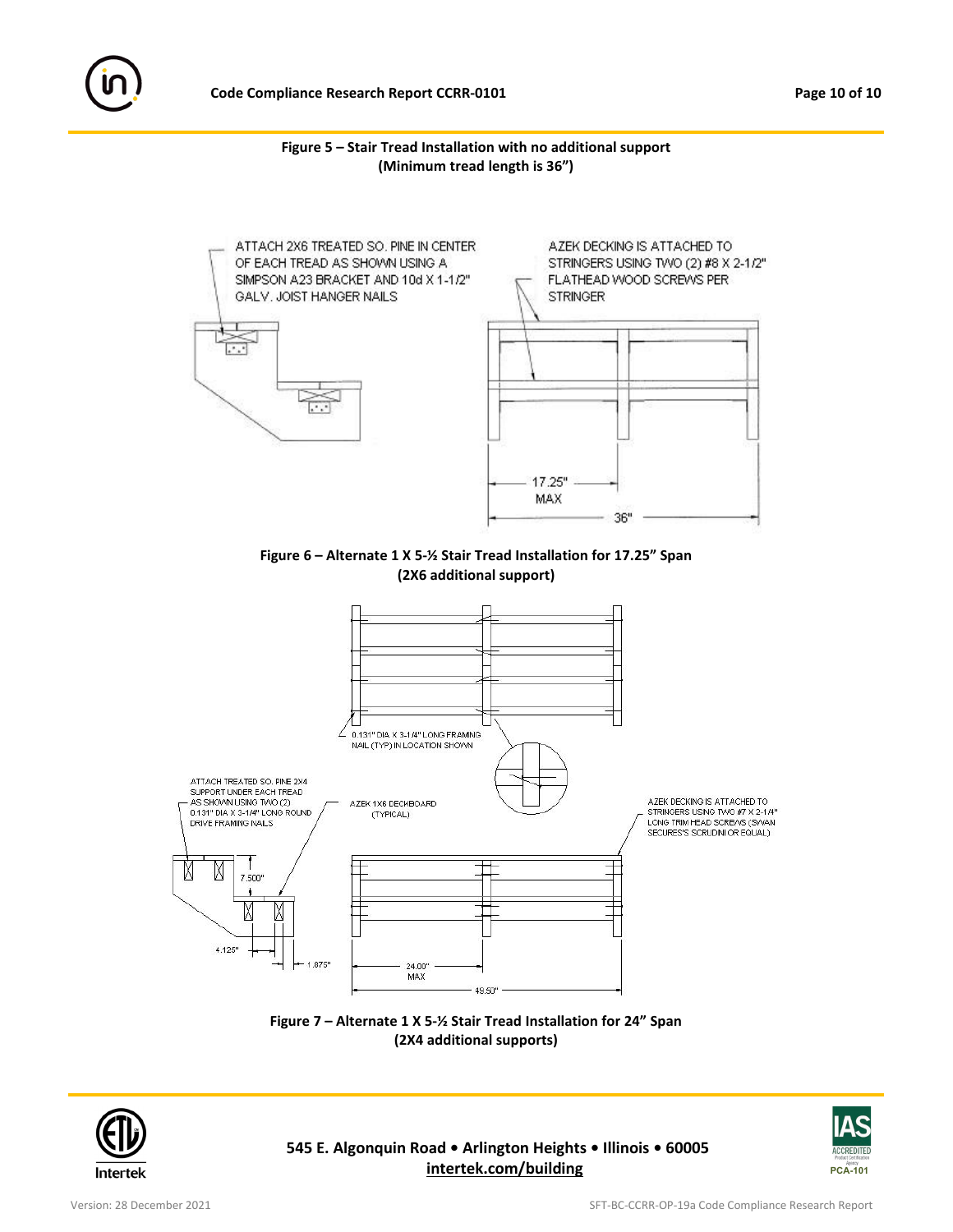**Figure 5 – Stair Tread Installation with no additional support**
**(Minimum tread length is 36")**

ATTACH 2X6 TREATED SO. PINE IN CENTER OF EACH TREAD AS SHOWN USING A SIMPSON A23 BRACKET AND 10d X 1-1/2" GALV. JOIST HANGER NAILS

AZEK DECKING IS ATTACHED TO STRINGERS USING TWO (2) #8 X 2-1/2" FLATHEAD WOOD SCREWS PER STRINGER

17.25" MAX

36"

**Figure 6 – Alternate 1 X 5-½ Stair Tread Installation for 17.25" Span**
**(2X6 additional support)**

0.131" DIA X 3-1/4" LONG FRAMING NAIL (TYP) IN LOCATION SHOWN

ATTACH TREATED SO. PINE 2X4 SUPPORT UNDER EACH TREAD AS SHOWN USING TWO (2) 0.131" DIA X 3-1/4" LONG ROUND DRIVE FRAMING NAILS

AZEK 1X6 DECKBOARD (TYPICAL)

AZEK DECKING IS ATTACHED TO STRINGERS USING TWO #7 X 2-1/4" LONG TRIM HEAD SCREWS (SWAN SECURE'S SCRUDNI OR EQUAL)

7.500"

4.125"

1.875"

24.00" MAX

49.50"

**Figure 7 – Alternate 1 X 5-½ Stair Tread Installation for 24" Span**
**(2X4 additional supports)**